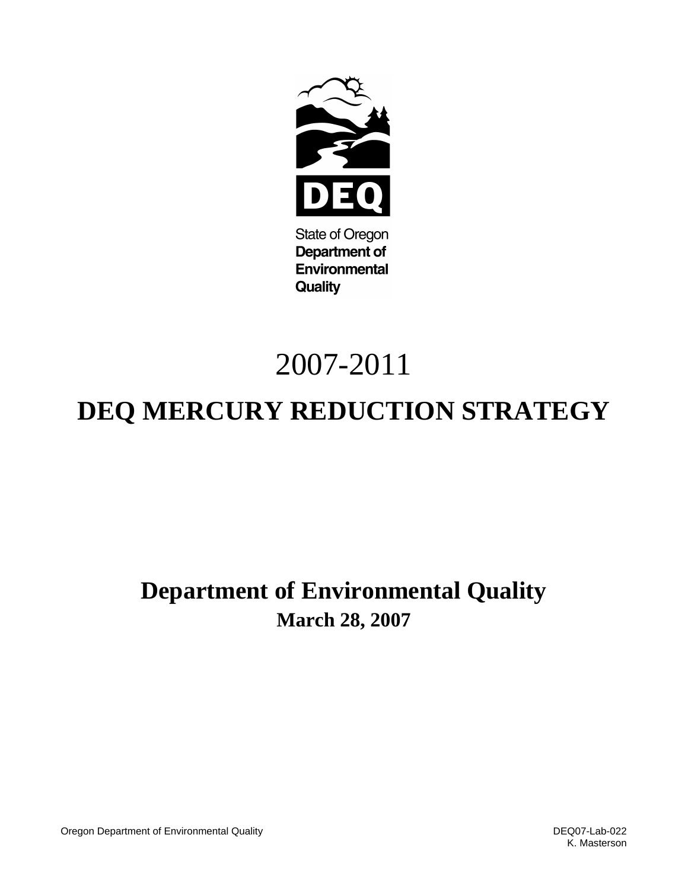State of Oregon
Department of
Environmental
Quality

# 2007-2011

# DEQ MERCURY REDUCTION STRATEGY

## Department of Environmental Quality

**March 28, 2007**

Oregon Department of Environmental Quality

DEQ07-Lab-022
K. Masterson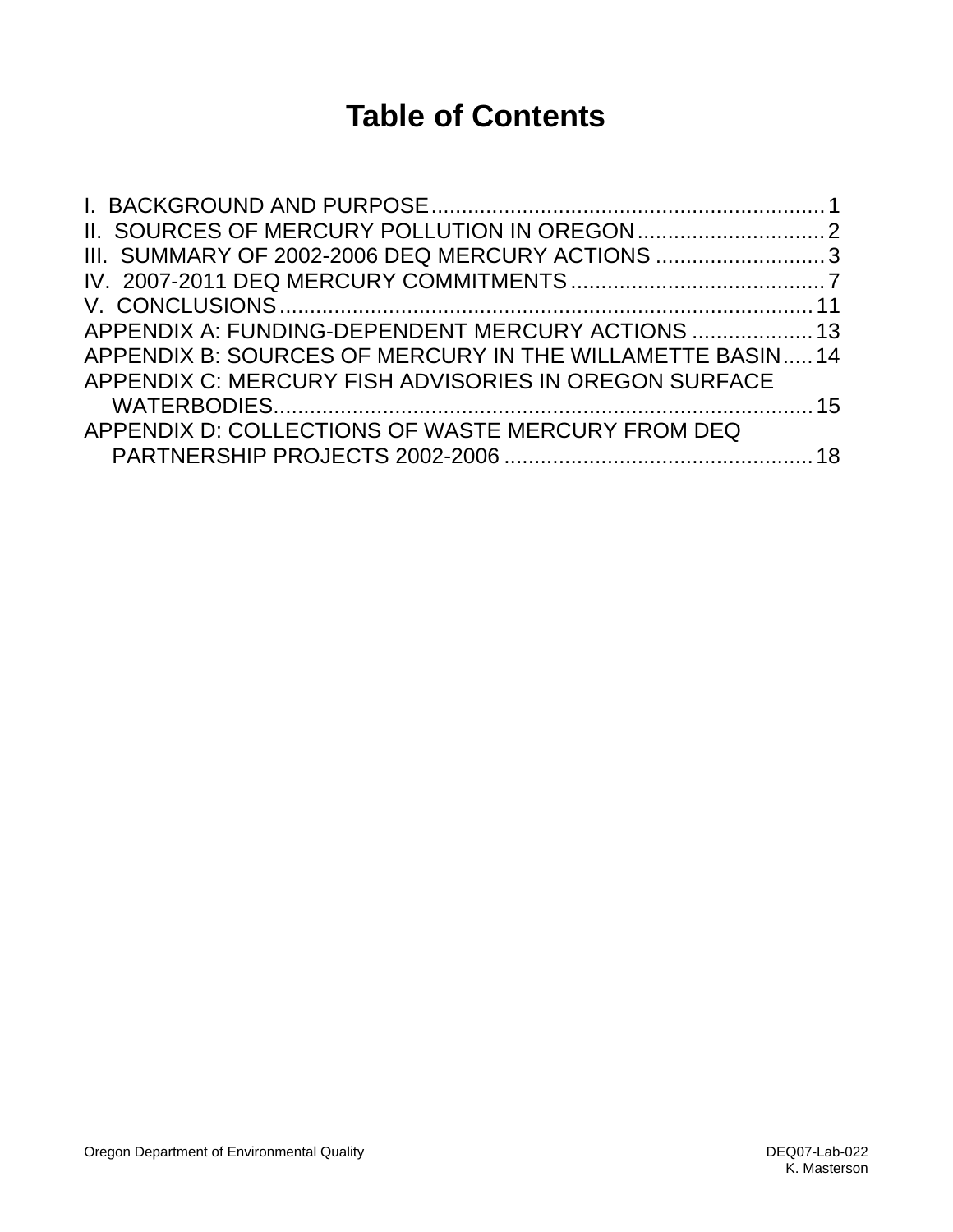# Table of Contents

I. BACKGROUND AND PURPOSE ........ 1
II. SOURCES OF MERCURY POLLUTION IN OREGON ........ 2
III. SUMMARY OF 2002-2006 DEQ MERCURY ACTIONS ........ 3
IV. 2007-2011 DEQ MERCURY COMMITMENTS ........ 7
V. CONCLUSIONS ........ 11
APPENDIX A: FUNDING-DEPENDENT MERCURY ACTIONS ........ 13
APPENDIX B: SOURCES OF MERCURY IN THE WILLAMETTE BASIN ........ 14
APPENDIX C: MERCURY FISH ADVISORIES IN OREGON SURFACE WATERBODIES ........ 15
APPENDIX D: COLLECTIONS OF WASTE MERCURY FROM DEQ PARTNERSHIP PROJECTS 2002-2006 ........ 18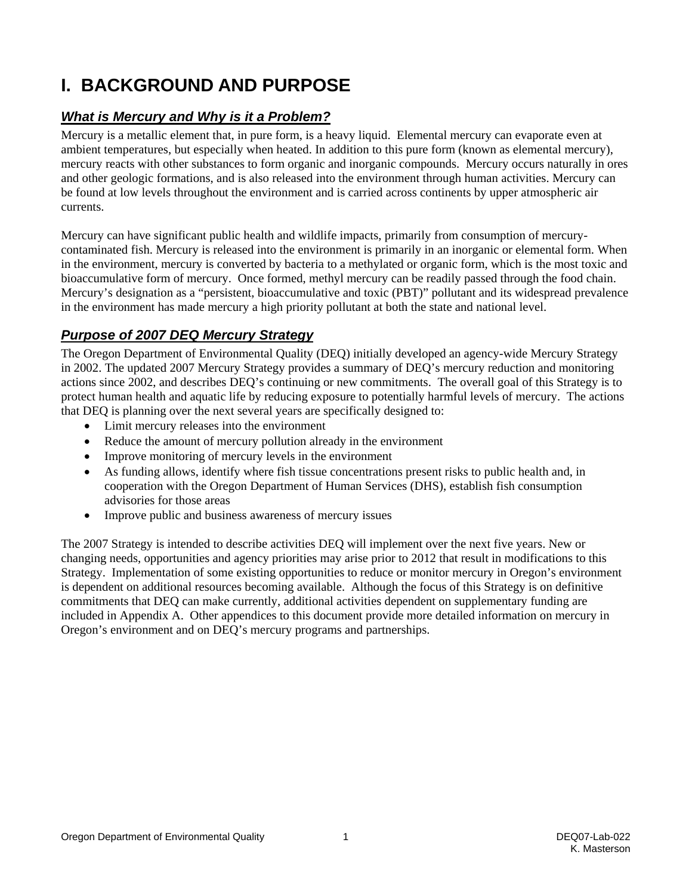# I. BACKGROUND AND PURPOSE

## *What is Mercury and Why is it a Problem?*

Mercury is a metallic element that, in pure form, is a heavy liquid. Elemental mercury can evaporate even at ambient temperatures, but especially when heated. In addition to this pure form (known as elemental mercury), mercury reacts with other substances to form organic and inorganic compounds. Mercury occurs naturally in ores and other geologic formations, and is also released into the environment through human activities. Mercury can be found at low levels throughout the environment and is carried across continents by upper atmospheric air currents.

Mercury can have significant public health and wildlife impacts, primarily from consumption of mercury-contaminated fish. Mercury is released into the environment is primarily in an inorganic or elemental form. When in the environment, mercury is converted by bacteria to a methylated or organic form, which is the most toxic and bioaccumulative form of mercury. Once formed, methyl mercury can be readily passed through the food chain. Mercury's designation as a "persistent, bioaccumulative and toxic (PBT)" pollutant and its widespread prevalence in the environment has made mercury a high priority pollutant at both the state and national level.

## *Purpose of 2007 DEQ Mercury Strategy*

The Oregon Department of Environmental Quality (DEQ) initially developed an agency-wide Mercury Strategy in 2002. The updated 2007 Mercury Strategy provides a summary of DEQ's mercury reduction and monitoring actions since 2002, and describes DEQ's continuing or new commitments. The overall goal of this Strategy is to protect human health and aquatic life by reducing exposure to potentially harmful levels of mercury. The actions that DEQ is planning over the next several years are specifically designed to:

- Limit mercury releases into the environment
- Reduce the amount of mercury pollution already in the environment
- Improve monitoring of mercury levels in the environment
- As funding allows, identify where fish tissue concentrations present risks to public health and, in cooperation with the Oregon Department of Human Services (DHS), establish fish consumption advisories for those areas
- Improve public and business awareness of mercury issues

The 2007 Strategy is intended to describe activities DEQ will implement over the next five years. New or changing needs, opportunities and agency priorities may arise prior to 2012 that result in modifications to this Strategy. Implementation of some existing opportunities to reduce or monitor mercury in Oregon's environment is dependent on additional resources becoming available. Although the focus of this Strategy is on definitive commitments that DEQ can make currently, additional activities dependent on supplementary funding are included in Appendix A. Other appendices to this document provide more detailed information on mercury in Oregon's environment and on DEQ's mercury programs and partnerships.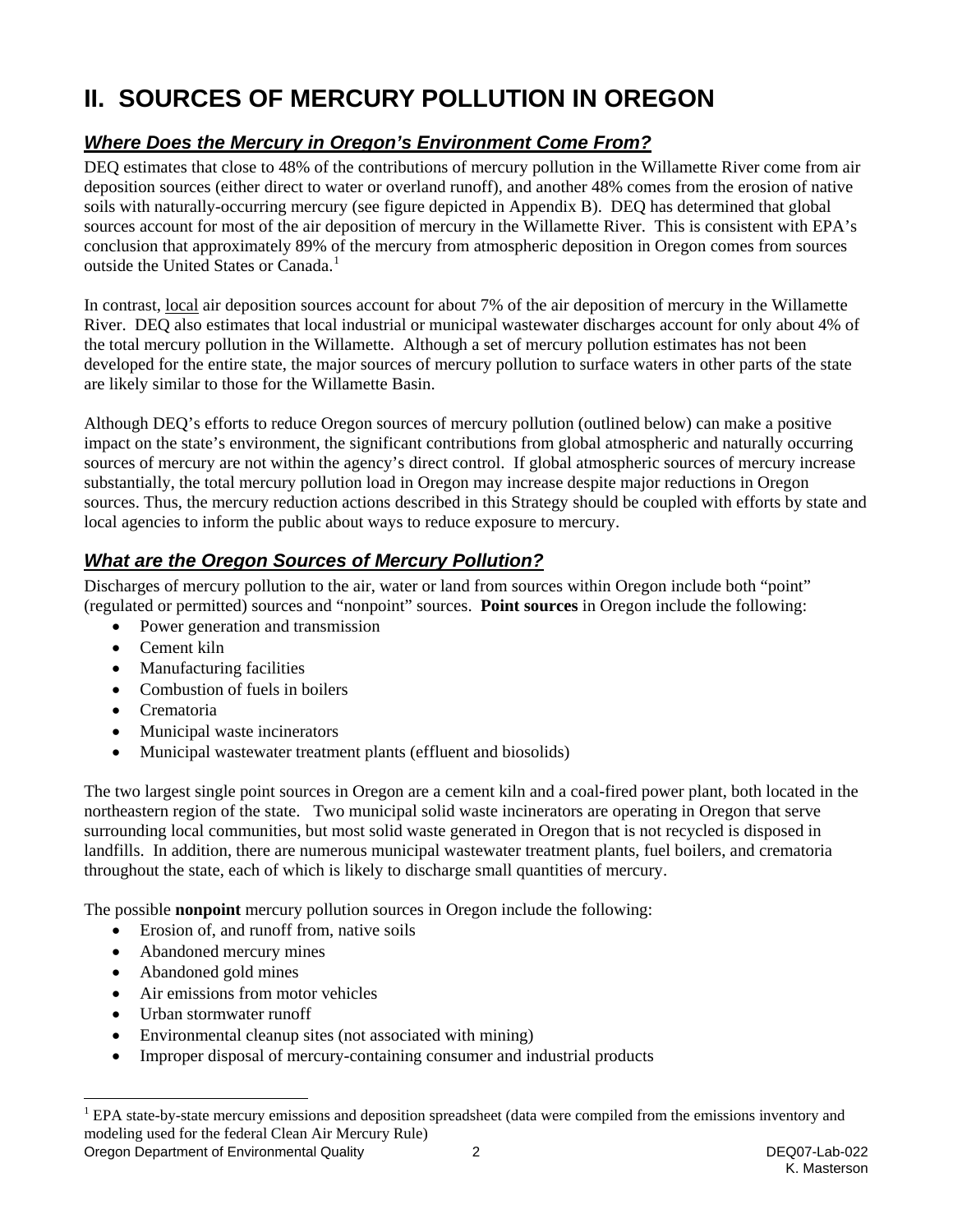# II. SOURCES OF MERCURY POLLUTION IN OREGON

## *Where Does the Mercury in Oregon's Environment Come From?*

DEQ estimates that close to 48% of the contributions of mercury pollution in the Willamette River come from air deposition sources (either direct to water or overland runoff), and another 48% comes from the erosion of native soils with naturally-occurring mercury (see figure depicted in Appendix B). DEQ has determined that global sources account for most of the air deposition of mercury in the Willamette River. This is consistent with EPA's conclusion that approximately 89% of the mercury from atmospheric deposition in Oregon comes from sources outside the United States or Canada.[1]

In contrast, local air deposition sources account for about 7% of the air deposition of mercury in the Willamette River. DEQ also estimates that local industrial or municipal wastewater discharges account for only about 4% of the total mercury pollution in the Willamette. Although a set of mercury pollution estimates has not been developed for the entire state, the major sources of mercury pollution to surface waters in other parts of the state are likely similar to those for the Willamette Basin.

Although DEQ's efforts to reduce Oregon sources of mercury pollution (outlined below) can make a positive impact on the state's environment, the significant contributions from global atmospheric and naturally occurring sources of mercury are not within the agency's direct control. If global atmospheric sources of mercury increase substantially, the total mercury pollution load in Oregon may increase despite major reductions in Oregon sources. Thus, the mercury reduction actions described in this Strategy should be coupled with efforts by state and local agencies to inform the public about ways to reduce exposure to mercury.

## *What are the Oregon Sources of Mercury Pollution?*

Discharges of mercury pollution to the air, water or land from sources within Oregon include both "point" (regulated or permitted) sources and "nonpoint" sources. **Point sources** in Oregon include the following:

- Power generation and transmission
- Cement kiln
- Manufacturing facilities
- Combustion of fuels in boilers
- Crematoria
- Municipal waste incinerators
- Municipal wastewater treatment plants (effluent and biosolids)

The two largest single point sources in Oregon are a cement kiln and a coal-fired power plant, both located in the northeastern region of the state. Two municipal solid waste incinerators are operating in Oregon that serve surrounding local communities, but most solid waste generated in Oregon that is not recycled is disposed in landfills. In addition, there are numerous municipal wastewater treatment plants, fuel boilers, and crematoria throughout the state, each of which is likely to discharge small quantities of mercury.

The possible **nonpoint** mercury pollution sources in Oregon include the following:

- Erosion of, and runoff from, native soils
- Abandoned mercury mines
- Abandoned gold mines
- Air emissions from motor vehicles
- Urban stormwater runoff
- Environmental cleanup sites (not associated with mining)
- Improper disposal of mercury-containing consumer and industrial products

[1] EPA state-by-state mercury emissions and deposition spreadsheet (data were compiled from the emissions inventory and modeling used for the federal Clean Air Mercury Rule)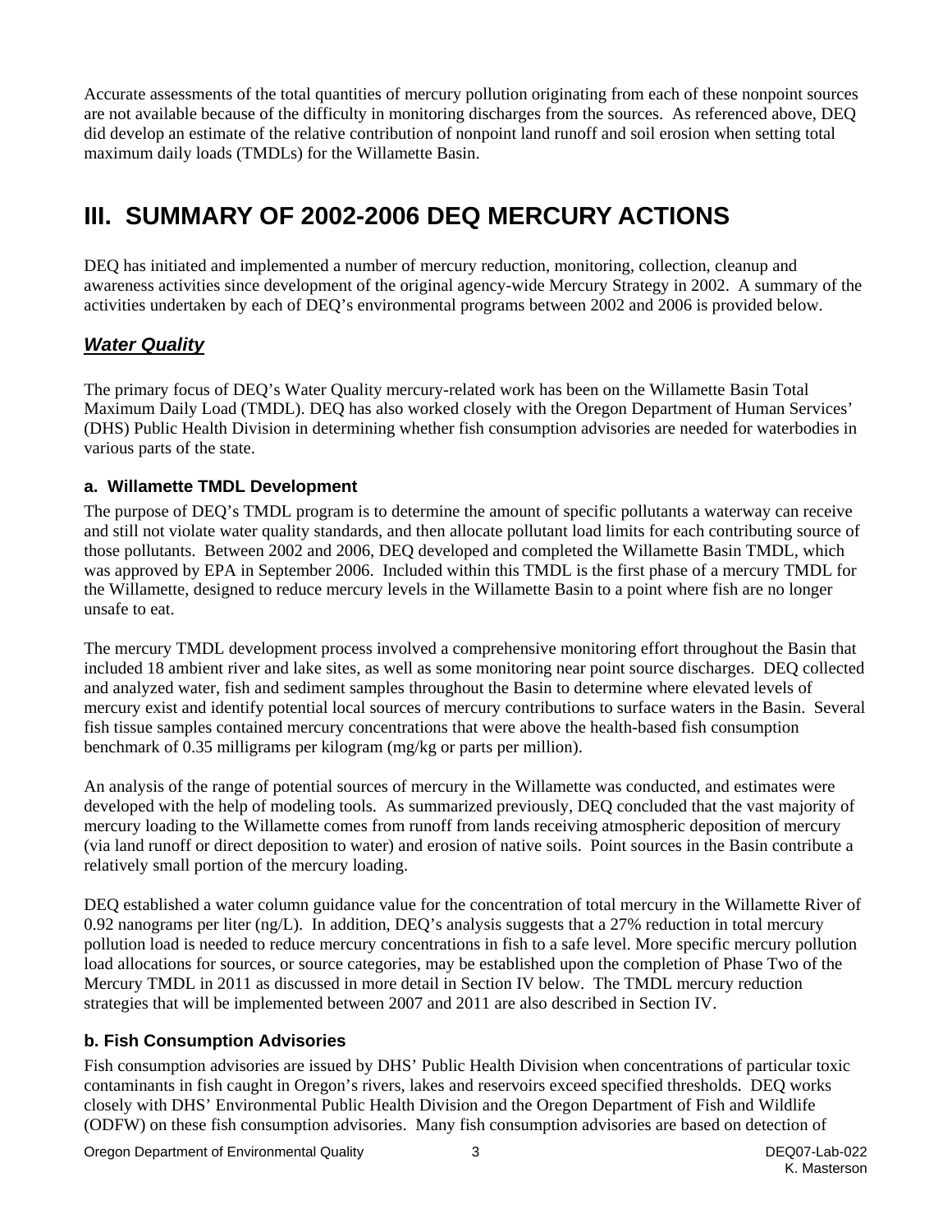Accurate assessments of the total quantities of mercury pollution originating from each of these nonpoint sources are not available because of the difficulty in monitoring discharges from the sources. As referenced above, DEQ did develop an estimate of the relative contribution of nonpoint land runoff and soil erosion when setting total maximum daily loads (TMDLs) for the Willamette Basin.

# III. SUMMARY OF 2002-2006 DEQ MERCURY ACTIONS

DEQ has initiated and implemented a number of mercury reduction, monitoring, collection, cleanup and awareness activities since development of the original agency-wide Mercury Strategy in 2002. A summary of the activities undertaken by each of DEQ's environmental programs between 2002 and 2006 is provided below.

## ***Water Quality***

The primary focus of DEQ's Water Quality mercury-related work has been on the Willamette Basin Total Maximum Daily Load (TMDL). DEQ has also worked closely with the Oregon Department of Human Services' (DHS) Public Health Division in determining whether fish consumption advisories are needed for waterbodies in various parts of the state.

### a. Willamette TMDL Development

The purpose of DEQ's TMDL program is to determine the amount of specific pollutants a waterway can receive and still not violate water quality standards, and then allocate pollutant load limits for each contributing source of those pollutants. Between 2002 and 2006, DEQ developed and completed the Willamette Basin TMDL, which was approved by EPA in September 2006. Included within this TMDL is the first phase of a mercury TMDL for the Willamette, designed to reduce mercury levels in the Willamette Basin to a point where fish are no longer unsafe to eat.

The mercury TMDL development process involved a comprehensive monitoring effort throughout the Basin that included 18 ambient river and lake sites, as well as some monitoring near point source discharges. DEQ collected and analyzed water, fish and sediment samples throughout the Basin to determine where elevated levels of mercury exist and identify potential local sources of mercury contributions to surface waters in the Basin. Several fish tissue samples contained mercury concentrations that were above the health-based fish consumption benchmark of 0.35 milligrams per kilogram (mg/kg or parts per million).

An analysis of the range of potential sources of mercury in the Willamette was conducted, and estimates were developed with the help of modeling tools. As summarized previously, DEQ concluded that the vast majority of mercury loading to the Willamette comes from runoff from lands receiving atmospheric deposition of mercury (via land runoff or direct deposition to water) and erosion of native soils. Point sources in the Basin contribute a relatively small portion of the mercury loading.

DEQ established a water column guidance value for the concentration of total mercury in the Willamette River of 0.92 nanograms per liter (ng/L). In addition, DEQ's analysis suggests that a 27% reduction in total mercury pollution load is needed to reduce mercury concentrations in fish to a safe level. More specific mercury pollution load allocations for sources, or source categories, may be established upon the completion of Phase Two of the Mercury TMDL in 2011 as discussed in more detail in Section IV below. The TMDL mercury reduction strategies that will be implemented between 2007 and 2011 are also described in Section IV.

### b. Fish Consumption Advisories

Fish consumption advisories are issued by DHS' Public Health Division when concentrations of particular toxic contaminants in fish caught in Oregon's rivers, lakes and reservoirs exceed specified thresholds. DEQ works closely with DHS' Environmental Public Health Division and the Oregon Department of Fish and Wildlife (ODFW) on these fish consumption advisories. Many fish consumption advisories are based on detection of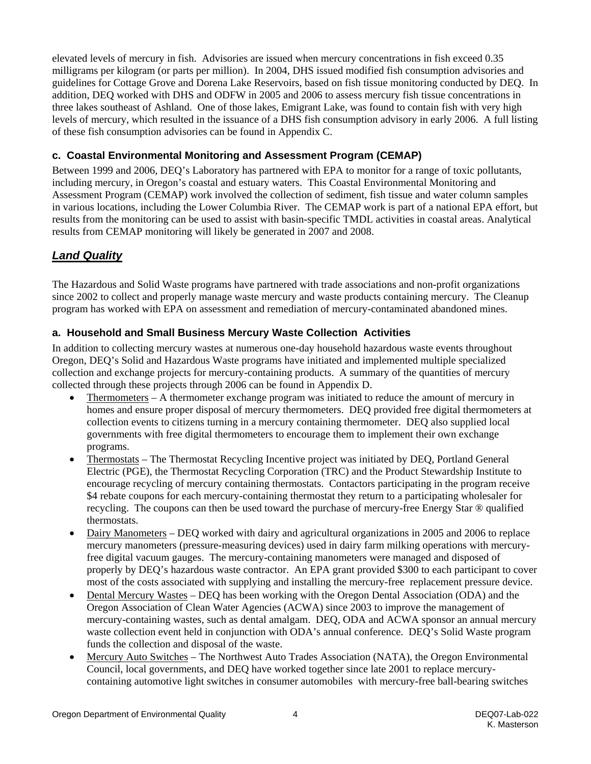elevated levels of mercury in fish. Advisories are issued when mercury concentrations in fish exceed 0.35 milligrams per kilogram (or parts per million). In 2004, DHS issued modified fish consumption advisories and guidelines for Cottage Grove and Dorena Lake Reservoirs, based on fish tissue monitoring conducted by DEQ. In addition, DEQ worked with DHS and ODFW in 2005 and 2006 to assess mercury fish tissue concentrations in three lakes southeast of Ashland. One of those lakes, Emigrant Lake, was found to contain fish with very high levels of mercury, which resulted in the issuance of a DHS fish consumption advisory in early 2006. A full listing of these fish consumption advisories can be found in Appendix C.

### c. Coastal Environmental Monitoring and Assessment Program (CEMAP)

Between 1999 and 2006, DEQ's Laboratory has partnered with EPA to monitor for a range of toxic pollutants, including mercury, in Oregon's coastal and estuary waters. This Coastal Environmental Monitoring and Assessment Program (CEMAP) work involved the collection of sediment, fish tissue and water column samples in various locations, including the Lower Columbia River. The CEMAP work is part of a national EPA effort, but results from the monitoring can be used to assist with basin-specific TMDL activities in coastal areas. Analytical results from CEMAP monitoring will likely be generated in 2007 and 2008.

## *Land Quality*

The Hazardous and Solid Waste programs have partnered with trade associations and non-profit organizations since 2002 to collect and properly manage waste mercury and waste products containing mercury. The Cleanup program has worked with EPA on assessment and remediation of mercury-contaminated abandoned mines.

### a. Household and Small Business Mercury Waste Collection Activities

In addition to collecting mercury wastes at numerous one-day household hazardous waste events throughout Oregon, DEQ's Solid and Hazardous Waste programs have initiated and implemented multiple specialized collection and exchange projects for mercury-containing products. A summary of the quantities of mercury collected through these projects through 2006 can be found in Appendix D.

- Thermometers – A thermometer exchange program was initiated to reduce the amount of mercury in homes and ensure proper disposal of mercury thermometers. DEQ provided free digital thermometers at collection events to citizens turning in a mercury containing thermometer. DEQ also supplied local governments with free digital thermometers to encourage them to implement their own exchange programs.
- Thermostats – The Thermostat Recycling Incentive project was initiated by DEQ, Portland General Electric (PGE), the Thermostat Recycling Corporation (TRC) and the Product Stewardship Institute to encourage recycling of mercury containing thermostats. Contactors participating in the program receive $4 rebate coupons for each mercury-containing thermostat they return to a participating wholesaler for recycling. The coupons can then be used toward the purchase of mercury-free Energy Star ® qualified thermostats.
- Dairy Manometers – DEQ worked with dairy and agricultural organizations in 2005 and 2006 to replace mercury manometers (pressure-measuring devices) used in dairy farm milking operations with mercury-free digital vacuum gauges. The mercury-containing manometers were managed and disposed of properly by DEQ's hazardous waste contractor. An EPA grant provided $300 to each participant to cover most of the costs associated with supplying and installing the mercury-free replacement pressure device.
- Dental Mercury Wastes – DEQ has been working with the Oregon Dental Association (ODA) and the Oregon Association of Clean Water Agencies (ACWA) since 2003 to improve the management of mercury-containing wastes, such as dental amalgam. DEQ, ODA and ACWA sponsor an annual mercury waste collection event held in conjunction with ODA's annual conference. DEQ's Solid Waste program funds the collection and disposal of the waste.
- Mercury Auto Switches – The Northwest Auto Trades Association (NATA), the Oregon Environmental Council, local governments, and DEQ have worked together since late 2001 to replace mercury-containing automotive light switches in consumer automobiles with mercury-free ball-bearing switches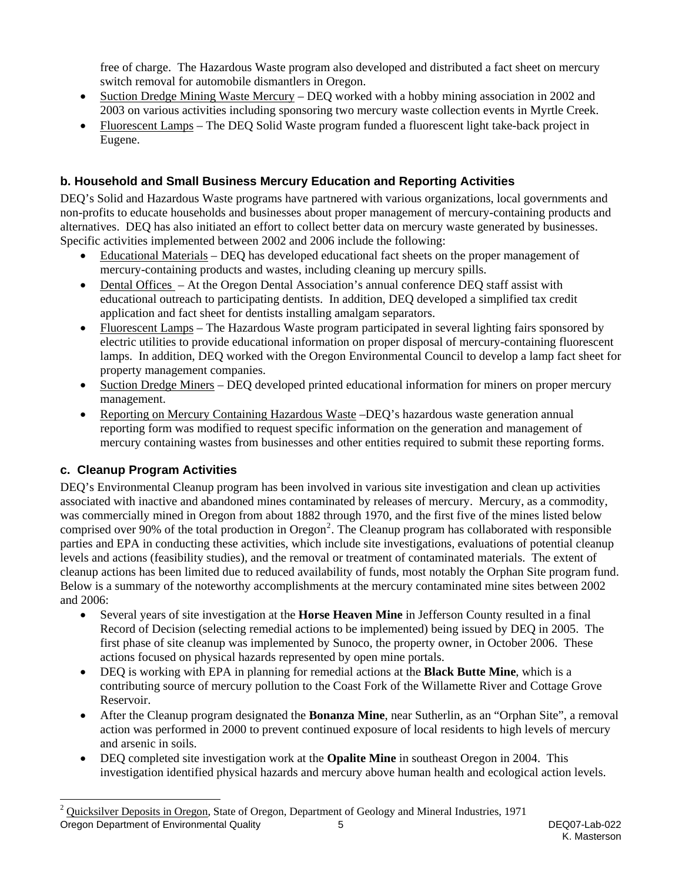free of charge. The Hazardous Waste program also developed and distributed a fact sheet on mercury switch removal for automobile dismantlers in Oregon.

- Suction Dredge Mining Waste Mercury – DEQ worked with a hobby mining association in 2002 and 2003 on various activities including sponsoring two mercury waste collection events in Myrtle Creek.
- Fluorescent Lamps – The DEQ Solid Waste program funded a fluorescent light take-back project in Eugene.

### b. Household and Small Business Mercury Education and Reporting Activities

DEQ's Solid and Hazardous Waste programs have partnered with various organizations, local governments and non-profits to educate households and businesses about proper management of mercury-containing products and alternatives. DEQ has also initiated an effort to collect better data on mercury waste generated by businesses. Specific activities implemented between 2002 and 2006 include the following:

- Educational Materials – DEQ has developed educational fact sheets on the proper management of mercury-containing products and wastes, including cleaning up mercury spills.
- Dental Offices – At the Oregon Dental Association's annual conference DEQ staff assist with educational outreach to participating dentists. In addition, DEQ developed a simplified tax credit application and fact sheet for dentists installing amalgam separators.
- Fluorescent Lamps – The Hazardous Waste program participated in several lighting fairs sponsored by electric utilities to provide educational information on proper disposal of mercury-containing fluorescent lamps. In addition, DEQ worked with the Oregon Environmental Council to develop a lamp fact sheet for property management companies.
- Suction Dredge Miners – DEQ developed printed educational information for miners on proper mercury management.
- Reporting on Mercury Containing Hazardous Waste –DEQ's hazardous waste generation annual reporting form was modified to request specific information on the generation and management of mercury containing wastes from businesses and other entities required to submit these reporting forms.

### c. Cleanup Program Activities

DEQ's Environmental Cleanup program has been involved in various site investigation and clean up activities associated with inactive and abandoned mines contaminated by releases of mercury. Mercury, as a commodity, was commercially mined in Oregon from about 1882 through 1970, and the first five of the mines listed below comprised over 90% of the total production in Oregon[2]. The Cleanup program has collaborated with responsible parties and EPA in conducting these activities, which include site investigations, evaluations of potential cleanup levels and actions (feasibility studies), and the removal or treatment of contaminated materials. The extent of cleanup actions has been limited due to reduced availability of funds, most notably the Orphan Site program fund. Below is a summary of the noteworthy accomplishments at the mercury contaminated mine sites between 2002 and 2006:

- Several years of site investigation at the **Horse Heaven Mine** in Jefferson County resulted in a final Record of Decision (selecting remedial actions to be implemented) being issued by DEQ in 2005. The first phase of site cleanup was implemented by Sunoco, the property owner, in October 2006. These actions focused on physical hazards represented by open mine portals.
- DEQ is working with EPA in planning for remedial actions at the **Black Butte Mine**, which is a contributing source of mercury pollution to the Coast Fork of the Willamette River and Cottage Grove Reservoir.
- After the Cleanup program designated the **Bonanza Mine**, near Sutherlin, as an "Orphan Site", a removal action was performed in 2000 to prevent continued exposure of local residents to high levels of mercury and arsenic in soils.
- DEQ completed site investigation work at the **Opalite Mine** in southeast Oregon in 2004. This investigation identified physical hazards and mercury above human health and ecological action levels.

[2] Quicksilver Deposits in Oregon, State of Oregon, Department of Geology and Mineral Industries, 1971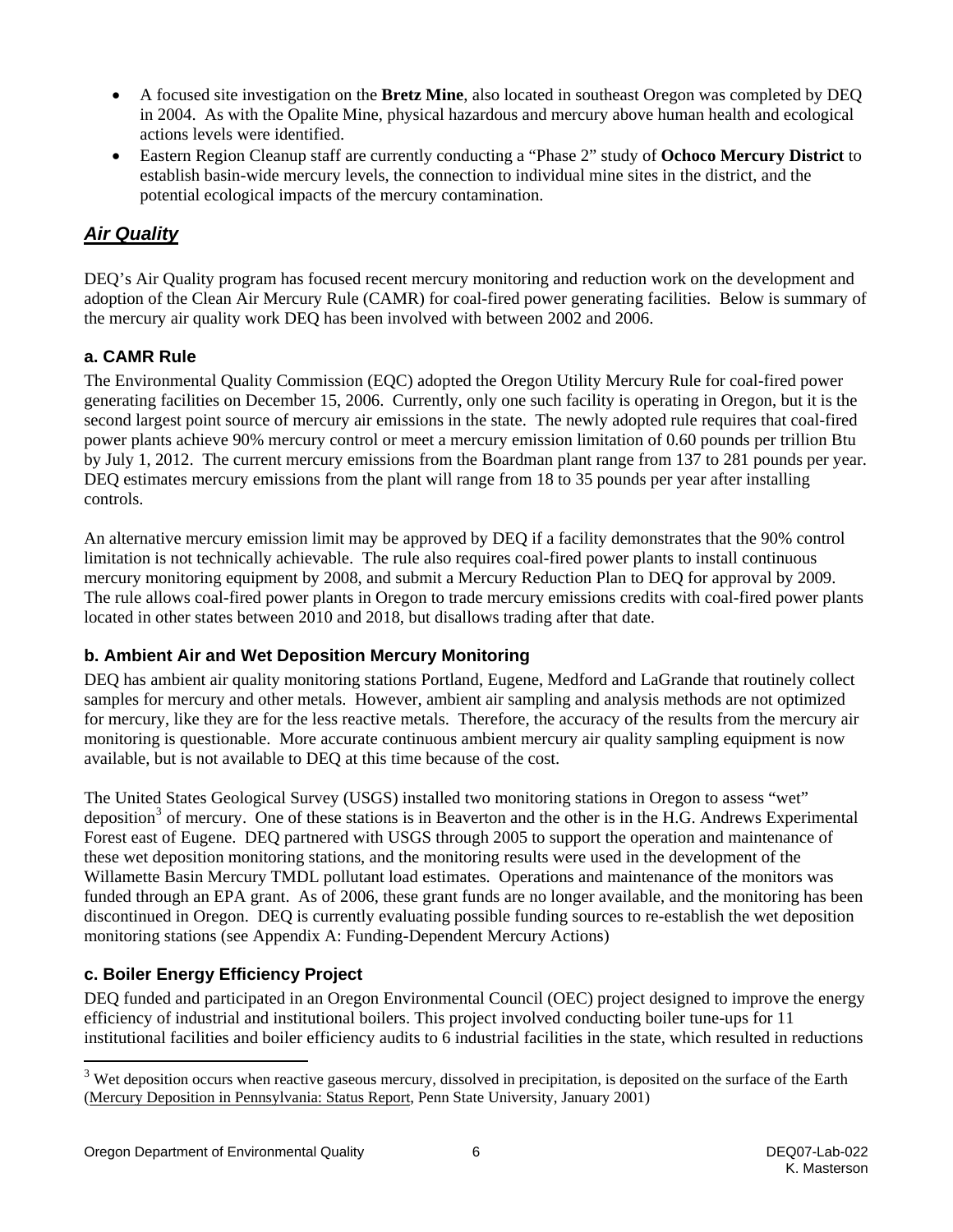- A focused site investigation on the **Bretz Mine**, also located in southeast Oregon was completed by DEQ in 2004. As with the Opalite Mine, physical hazardous and mercury above human health and ecological actions levels were identified.
- Eastern Region Cleanup staff are currently conducting a "Phase 2" study of **Ochoco Mercury District** to establish basin-wide mercury levels, the connection to individual mine sites in the district, and the potential ecological impacts of the mercury contamination.

## ***Air Quality***

DEQ's Air Quality program has focused recent mercury monitoring and reduction work on the development and adoption of the Clean Air Mercury Rule (CAMR) for coal-fired power generating facilities. Below is summary of the mercury air quality work DEQ has been involved with between 2002 and 2006.

### a. CAMR Rule

The Environmental Quality Commission (EQC) adopted the Oregon Utility Mercury Rule for coal-fired power generating facilities on December 15, 2006. Currently, only one such facility is operating in Oregon, but it is the second largest point source of mercury air emissions in the state. The newly adopted rule requires that coal-fired power plants achieve 90% mercury control or meet a mercury emission limitation of 0.60 pounds per trillion Btu by July 1, 2012. The current mercury emissions from the Boardman plant range from 137 to 281 pounds per year. DEQ estimates mercury emissions from the plant will range from 18 to 35 pounds per year after installing controls.

An alternative mercury emission limit may be approved by DEQ if a facility demonstrates that the 90% control limitation is not technically achievable. The rule also requires coal-fired power plants to install continuous mercury monitoring equipment by 2008, and submit a Mercury Reduction Plan to DEQ for approval by 2009. The rule allows coal-fired power plants in Oregon to trade mercury emissions credits with coal-fired power plants located in other states between 2010 and 2018, but disallows trading after that date.

### b. Ambient Air and Wet Deposition Mercury Monitoring

DEQ has ambient air quality monitoring stations Portland, Eugene, Medford and LaGrande that routinely collect samples for mercury and other metals. However, ambient air sampling and analysis methods are not optimized for mercury, like they are for the less reactive metals. Therefore, the accuracy of the results from the mercury air monitoring is questionable. More accurate continuous ambient mercury air quality sampling equipment is now available, but is not available to DEQ at this time because of the cost.

The United States Geological Survey (USGS) installed two monitoring stations in Oregon to assess "wet" deposition[3] of mercury. One of these stations is in Beaverton and the other is in the H.G. Andrews Experimental Forest east of Eugene. DEQ partnered with USGS through 2005 to support the operation and maintenance of these wet deposition monitoring stations, and the monitoring results were used in the development of the Willamette Basin Mercury TMDL pollutant load estimates. Operations and maintenance of the monitors was funded through an EPA grant. As of 2006, these grant funds are no longer available, and the monitoring has been discontinued in Oregon. DEQ is currently evaluating possible funding sources to re-establish the wet deposition monitoring stations (see Appendix A: Funding-Dependent Mercury Actions)

### c. Boiler Energy Efficiency Project

DEQ funded and participated in an Oregon Environmental Council (OEC) project designed to improve the energy efficiency of industrial and institutional boilers. This project involved conducting boiler tune-ups for 11 institutional facilities and boiler efficiency audits to 6 industrial facilities in the state, which resulted in reductions

[3] Wet deposition occurs when reactive gaseous mercury, dissolved in precipitation, is deposited on the surface of the Earth (Mercury Deposition in Pennsylvania: Status Report, Penn State University, January 2001)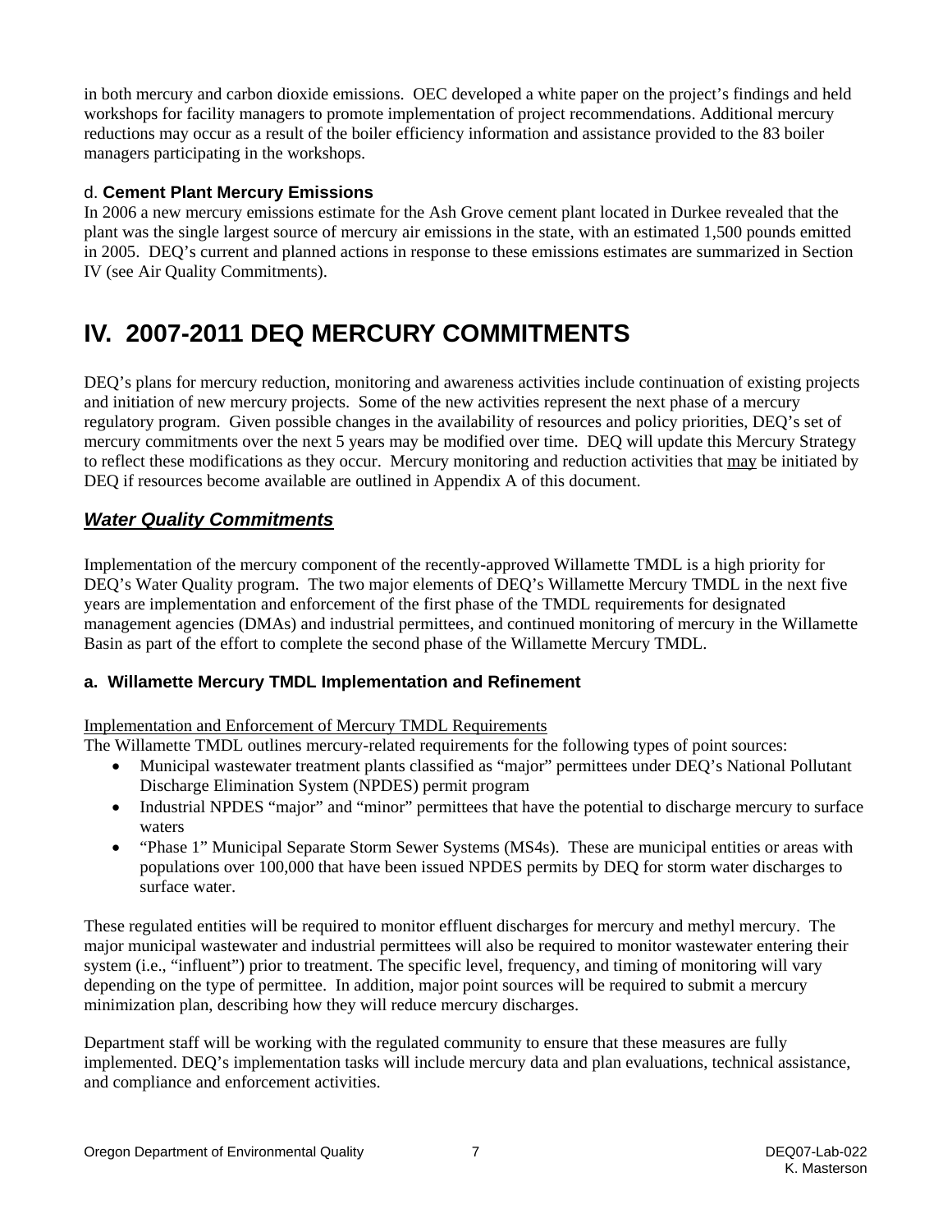in both mercury and carbon dioxide emissions. OEC developed a white paper on the project's findings and held workshops for facility managers to promote implementation of project recommendations. Additional mercury reductions may occur as a result of the boiler efficiency information and assistance provided to the 83 boiler managers participating in the workshops.

### d. **Cement Plant Mercury Emissions**

In 2006 a new mercury emissions estimate for the Ash Grove cement plant located in Durkee revealed that the plant was the single largest source of mercury air emissions in the state, with an estimated 1,500 pounds emitted in 2005. DEQ's current and planned actions in response to these emissions estimates are summarized in Section IV (see Air Quality Commitments).

# IV. 2007-2011 DEQ MERCURY COMMITMENTS

DEQ's plans for mercury reduction, monitoring and awareness activities include continuation of existing projects and initiation of new mercury projects. Some of the new activities represent the next phase of a mercury regulatory program. Given possible changes in the availability of resources and policy priorities, DEQ's set of mercury commitments over the next 5 years may be modified over time. DEQ will update this Mercury Strategy to reflect these modifications as they occur. Mercury monitoring and reduction activities that <u>may</u> be initiated by DEQ if resources become available are outlined in Appendix A of this document.

## ***<u>Water Quality Commitments</u>***

Implementation of the mercury component of the recently-approved Willamette TMDL is a high priority for DEQ's Water Quality program. The two major elements of DEQ's Willamette Mercury TMDL in the next five years are implementation and enforcement of the first phase of the TMDL requirements for designated management agencies (DMAs) and industrial permittees, and continued monitoring of mercury in the Willamette Basin as part of the effort to complete the second phase of the Willamette Mercury TMDL.

### a. Willamette Mercury TMDL Implementation and Refinement

<u>Implementation and Enforcement of Mercury TMDL Requirements</u>
The Willamette TMDL outlines mercury-related requirements for the following types of point sources:

- Municipal wastewater treatment plants classified as "major" permittees under DEQ's National Pollutant Discharge Elimination System (NPDES) permit program
- Industrial NPDES "major" and "minor" permittees that have the potential to discharge mercury to surface waters
- "Phase 1" Municipal Separate Storm Sewer Systems (MS4s). These are municipal entities or areas with populations over 100,000 that have been issued NPDES permits by DEQ for storm water discharges to surface water.

These regulated entities will be required to monitor effluent discharges for mercury and methyl mercury. The major municipal wastewater and industrial permittees will also be required to monitor wastewater entering their system (i.e., "influent") prior to treatment. The specific level, frequency, and timing of monitoring will vary depending on the type of permittee. In addition, major point sources will be required to submit a mercury minimization plan, describing how they will reduce mercury discharges.

Department staff will be working with the regulated community to ensure that these measures are fully implemented. DEQ's implementation tasks will include mercury data and plan evaluations, technical assistance, and compliance and enforcement activities.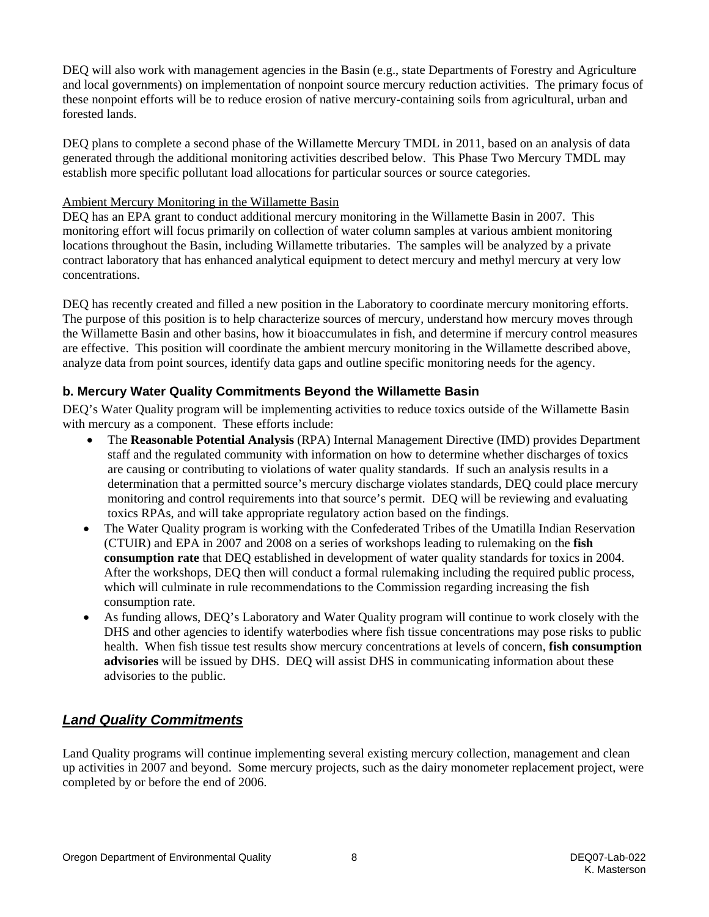DEQ will also work with management agencies in the Basin (e.g., state Departments of Forestry and Agriculture and local governments) on implementation of nonpoint source mercury reduction activities. The primary focus of these nonpoint efforts will be to reduce erosion of native mercury-containing soils from agricultural, urban and forested lands.

DEQ plans to complete a second phase of the Willamette Mercury TMDL in 2011, based on an analysis of data generated through the additional monitoring activities described below. This Phase Two Mercury TMDL may establish more specific pollutant load allocations for particular sources or source categories.

Ambient Mercury Monitoring in the Willamette Basin

DEQ has an EPA grant to conduct additional mercury monitoring in the Willamette Basin in 2007. This monitoring effort will focus primarily on collection of water column samples at various ambient monitoring locations throughout the Basin, including Willamette tributaries. The samples will be analyzed by a private contract laboratory that has enhanced analytical equipment to detect mercury and methyl mercury at very low concentrations.

DEQ has recently created and filled a new position in the Laboratory to coordinate mercury monitoring efforts. The purpose of this position is to help characterize sources of mercury, understand how mercury moves through the Willamette Basin and other basins, how it bioaccumulates in fish, and determine if mercury control measures are effective. This position will coordinate the ambient mercury monitoring in the Willamette described above, analyze data from point sources, identify data gaps and outline specific monitoring needs for the agency.

### b. Mercury Water Quality Commitments Beyond the Willamette Basin

DEQ's Water Quality program will be implementing activities to reduce toxics outside of the Willamette Basin with mercury as a component. These efforts include:

- The **Reasonable Potential Analysis** (RPA) Internal Management Directive (IMD) provides Department staff and the regulated community with information on how to determine whether discharges of toxics are causing or contributing to violations of water quality standards. If such an analysis results in a determination that a permitted source's mercury discharge violates standards, DEQ could place mercury monitoring and control requirements into that source's permit. DEQ will be reviewing and evaluating toxics RPAs, and will take appropriate regulatory action based on the findings.
- The Water Quality program is working with the Confederated Tribes of the Umatilla Indian Reservation (CTUIR) and EPA in 2007 and 2008 on a series of workshops leading to rulemaking on the **fish consumption rate** that DEQ established in development of water quality standards for toxics in 2004. After the workshops, DEQ then will conduct a formal rulemaking including the required public process, which will culminate in rule recommendations to the Commission regarding increasing the fish consumption rate.
- As funding allows, DEQ's Laboratory and Water Quality program will continue to work closely with the DHS and other agencies to identify waterbodies where fish tissue concentrations may pose risks to public health. When fish tissue test results show mercury concentrations at levels of concern, **fish consumption advisories** will be issued by DHS. DEQ will assist DHS in communicating information about these advisories to the public.

## *Land Quality Commitments*

Land Quality programs will continue implementing several existing mercury collection, management and clean up activities in 2007 and beyond. Some mercury projects, such as the dairy monometer replacement project, were completed by or before the end of 2006.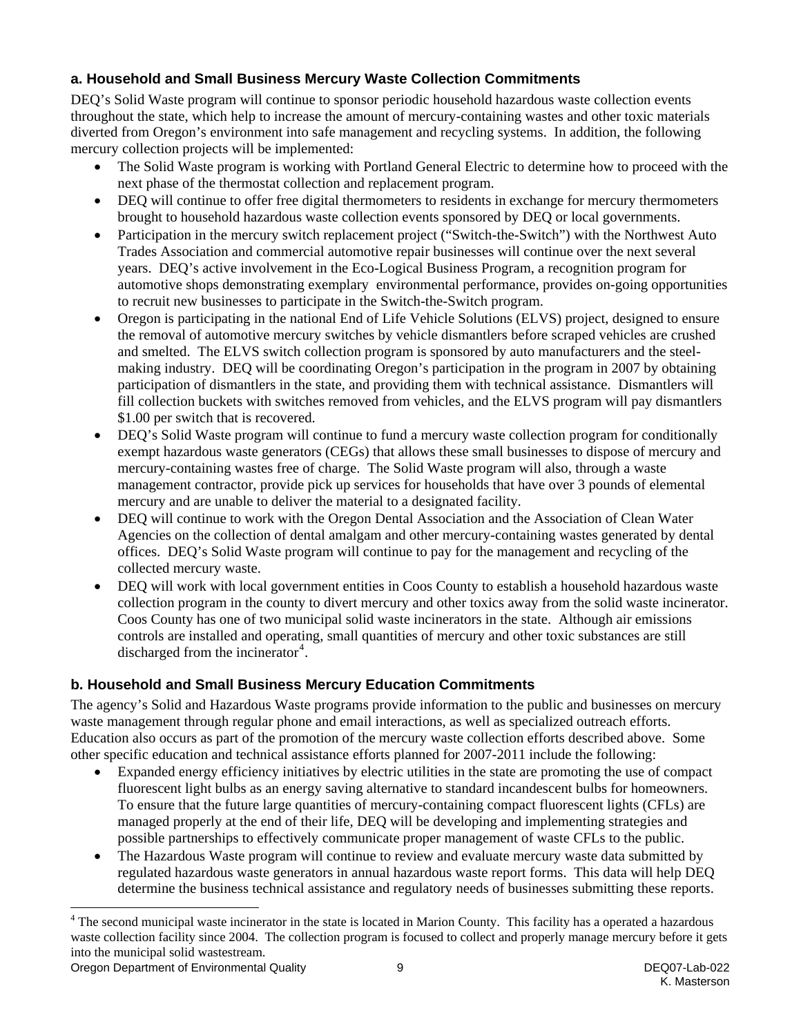### a. Household and Small Business Mercury Waste Collection Commitments

DEQ's Solid Waste program will continue to sponsor periodic household hazardous waste collection events throughout the state, which help to increase the amount of mercury-containing wastes and other toxic materials diverted from Oregon's environment into safe management and recycling systems. In addition, the following mercury collection projects will be implemented:

- The Solid Waste program is working with Portland General Electric to determine how to proceed with the next phase of the thermostat collection and replacement program.
- DEQ will continue to offer free digital thermometers to residents in exchange for mercury thermometers brought to household hazardous waste collection events sponsored by DEQ or local governments.
- Participation in the mercury switch replacement project ("Switch-the-Switch") with the Northwest Auto Trades Association and commercial automotive repair businesses will continue over the next several years. DEQ's active involvement in the Eco-Logical Business Program, a recognition program for automotive shops demonstrating exemplary environmental performance, provides on-going opportunities to recruit new businesses to participate in the Switch-the-Switch program.
- Oregon is participating in the national End of Life Vehicle Solutions (ELVS) project, designed to ensure the removal of automotive mercury switches by vehicle dismantlers before scraped vehicles are crushed and smelted. The ELVS switch collection program is sponsored by auto manufacturers and the steel-making industry. DEQ will be coordinating Oregon's participation in the program in 2007 by obtaining participation of dismantlers in the state, and providing them with technical assistance. Dismantlers will fill collection buckets with switches removed from vehicles, and the ELVS program will pay dismantlers $1.00 per switch that is recovered.
- DEQ's Solid Waste program will continue to fund a mercury waste collection program for conditionally exempt hazardous waste generators (CEGs) that allows these small businesses to dispose of mercury and mercury-containing wastes free of charge. The Solid Waste program will also, through a waste management contractor, provide pick up services for households that have over 3 pounds of elemental mercury and are unable to deliver the material to a designated facility.
- DEQ will continue to work with the Oregon Dental Association and the Association of Clean Water Agencies on the collection of dental amalgam and other mercury-containing wastes generated by dental offices. DEQ's Solid Waste program will continue to pay for the management and recycling of the collected mercury waste.
- DEQ will work with local government entities in Coos County to establish a household hazardous waste collection program in the county to divert mercury and other toxics away from the solid waste incinerator. Coos County has one of two municipal solid waste incinerators in the state. Although air emissions controls are installed and operating, small quantities of mercury and other toxic substances are still discharged from the incinerator[4].

### b. Household and Small Business Mercury Education Commitments

The agency's Solid and Hazardous Waste programs provide information to the public and businesses on mercury waste management through regular phone and email interactions, as well as specialized outreach efforts. Education also occurs as part of the promotion of the mercury waste collection efforts described above. Some other specific education and technical assistance efforts planned for 2007-2011 include the following:

- Expanded energy efficiency initiatives by electric utilities in the state are promoting the use of compact fluorescent light bulbs as an energy saving alternative to standard incandescent bulbs for homeowners. To ensure that the future large quantities of mercury-containing compact fluorescent lights (CFLs) are managed properly at the end of their life, DEQ will be developing and implementing strategies and possible partnerships to effectively communicate proper management of waste CFLs to the public.
- The Hazardous Waste program will continue to review and evaluate mercury waste data submitted by regulated hazardous waste generators in annual hazardous waste report forms. This data will help DEQ determine the business technical assistance and regulatory needs of businesses submitting these reports.

---

[4] The second municipal waste incinerator in the state is located in Marion County. This facility has a operated a hazardous waste collection facility since 2004. The collection program is focused to collect and properly manage mercury before it gets into the municipal solid wastestream.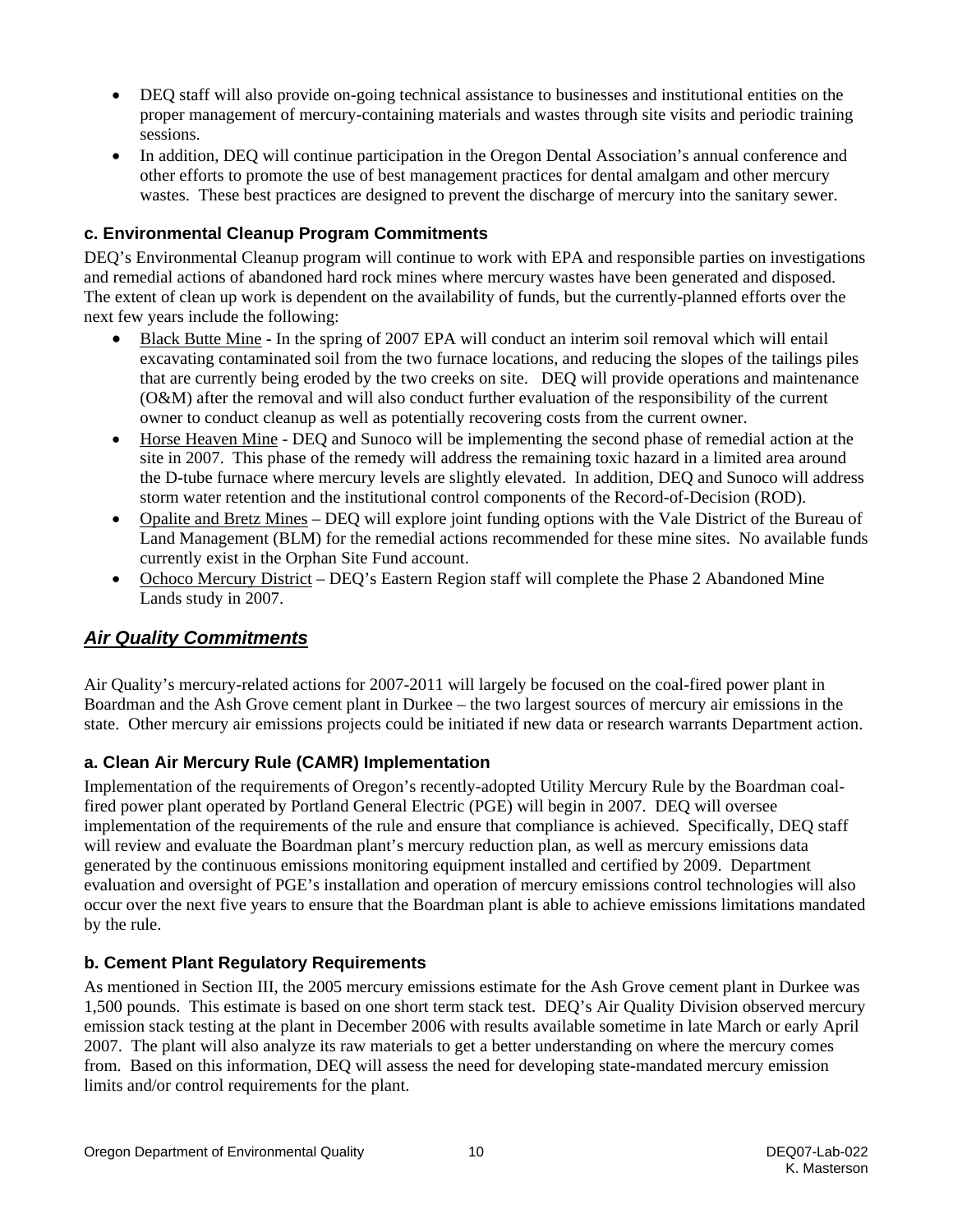- DEQ staff will also provide on-going technical assistance to businesses and institutional entities on the proper management of mercury-containing materials and wastes through site visits and periodic training sessions.
- In addition, DEQ will continue participation in the Oregon Dental Association's annual conference and other efforts to promote the use of best management practices for dental amalgam and other mercury wastes. These best practices are designed to prevent the discharge of mercury into the sanitary sewer.

### c. Environmental Cleanup Program Commitments

DEQ's Environmental Cleanup program will continue to work with EPA and responsible parties on investigations and remedial actions of abandoned hard rock mines where mercury wastes have been generated and disposed. The extent of clean up work is dependent on the availability of funds, but the currently-planned efforts over the next few years include the following:

- Black Butte Mine - In the spring of 2007 EPA will conduct an interim soil removal which will entail excavating contaminated soil from the two furnace locations, and reducing the slopes of the tailings piles that are currently being eroded by the two creeks on site. DEQ will provide operations and maintenance (O&M) after the removal and will also conduct further evaluation of the responsibility of the current owner to conduct cleanup as well as potentially recovering costs from the current owner.
- Horse Heaven Mine - DEQ and Sunoco will be implementing the second phase of remedial action at the site in 2007. This phase of the remedy will address the remaining toxic hazard in a limited area around the D-tube furnace where mercury levels are slightly elevated. In addition, DEQ and Sunoco will address storm water retention and the institutional control components of the Record-of-Decision (ROD).
- Opalite and Bretz Mines – DEQ will explore joint funding options with the Vale District of the Bureau of Land Management (BLM) for the remedial actions recommended for these mine sites. No available funds currently exist in the Orphan Site Fund account.
- Ochoco Mercury District – DEQ's Eastern Region staff will complete the Phase 2 Abandoned Mine Lands study in 2007.

## ***Air Quality Commitments***

Air Quality's mercury-related actions for 2007-2011 will largely be focused on the coal-fired power plant in Boardman and the Ash Grove cement plant in Durkee – the two largest sources of mercury air emissions in the state. Other mercury air emissions projects could be initiated if new data or research warrants Department action.

### a. Clean Air Mercury Rule (CAMR) Implementation

Implementation of the requirements of Oregon's recently-adopted Utility Mercury Rule by the Boardman coal-fired power plant operated by Portland General Electric (PGE) will begin in 2007. DEQ will oversee implementation of the requirements of the rule and ensure that compliance is achieved. Specifically, DEQ staff will review and evaluate the Boardman plant's mercury reduction plan, as well as mercury emissions data generated by the continuous emissions monitoring equipment installed and certified by 2009. Department evaluation and oversight of PGE's installation and operation of mercury emissions control technologies will also occur over the next five years to ensure that the Boardman plant is able to achieve emissions limitations mandated by the rule.

### b. Cement Plant Regulatory Requirements

As mentioned in Section III, the 2005 mercury emissions estimate for the Ash Grove cement plant in Durkee was 1,500 pounds. This estimate is based on one short term stack test. DEQ's Air Quality Division observed mercury emission stack testing at the plant in December 2006 with results available sometime in late March or early April 2007. The plant will also analyze its raw materials to get a better understanding on where the mercury comes from. Based on this information, DEQ will assess the need for developing state-mandated mercury emission limits and/or control requirements for the plant.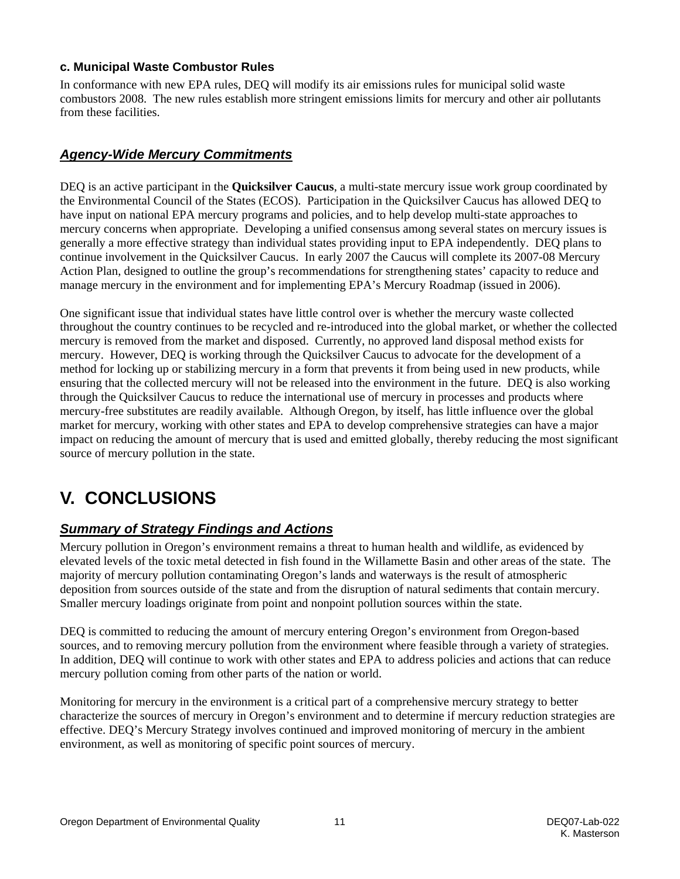### c. Municipal Waste Combustor Rules

In conformance with new EPA rules, DEQ will modify its air emissions rules for municipal solid waste combustors 2008. The new rules establish more stringent emissions limits for mercury and other air pollutants from these facilities.

## *Agency-Wide Mercury Commitments*

DEQ is an active participant in the **Quicksilver Caucus**, a multi-state mercury issue work group coordinated by the Environmental Council of the States (ECOS). Participation in the Quicksilver Caucus has allowed DEQ to have input on national EPA mercury programs and policies, and to help develop multi-state approaches to mercury concerns when appropriate. Developing a unified consensus among several states on mercury issues is generally a more effective strategy than individual states providing input to EPA independently. DEQ plans to continue involvement in the Quicksilver Caucus. In early 2007 the Caucus will complete its 2007-08 Mercury Action Plan, designed to outline the group's recommendations for strengthening states' capacity to reduce and manage mercury in the environment and for implementing EPA's Mercury Roadmap (issued in 2006).

One significant issue that individual states have little control over is whether the mercury waste collected throughout the country continues to be recycled and re-introduced into the global market, or whether the collected mercury is removed from the market and disposed. Currently, no approved land disposal method exists for mercury. However, DEQ is working through the Quicksilver Caucus to advocate for the development of a method for locking up or stabilizing mercury in a form that prevents it from being used in new products, while ensuring that the collected mercury will not be released into the environment in the future. DEQ is also working through the Quicksilver Caucus to reduce the international use of mercury in processes and products where mercury-free substitutes are readily available. Although Oregon, by itself, has little influence over the global market for mercury, working with other states and EPA to develop comprehensive strategies can have a major impact on reducing the amount of mercury that is used and emitted globally, thereby reducing the most significant source of mercury pollution in the state.

# V. CONCLUSIONS

## *Summary of Strategy Findings and Actions*

Mercury pollution in Oregon's environment remains a threat to human health and wildlife, as evidenced by elevated levels of the toxic metal detected in fish found in the Willamette Basin and other areas of the state. The majority of mercury pollution contaminating Oregon's lands and waterways is the result of atmospheric deposition from sources outside of the state and from the disruption of natural sediments that contain mercury. Smaller mercury loadings originate from point and nonpoint pollution sources within the state.

DEQ is committed to reducing the amount of mercury entering Oregon's environment from Oregon-based sources, and to removing mercury pollution from the environment where feasible through a variety of strategies. In addition, DEQ will continue to work with other states and EPA to address policies and actions that can reduce mercury pollution coming from other parts of the nation or world.

Monitoring for mercury in the environment is a critical part of a comprehensive mercury strategy to better characterize the sources of mercury in Oregon's environment and to determine if mercury reduction strategies are effective. DEQ's Mercury Strategy involves continued and improved monitoring of mercury in the ambient environment, as well as monitoring of specific point sources of mercury.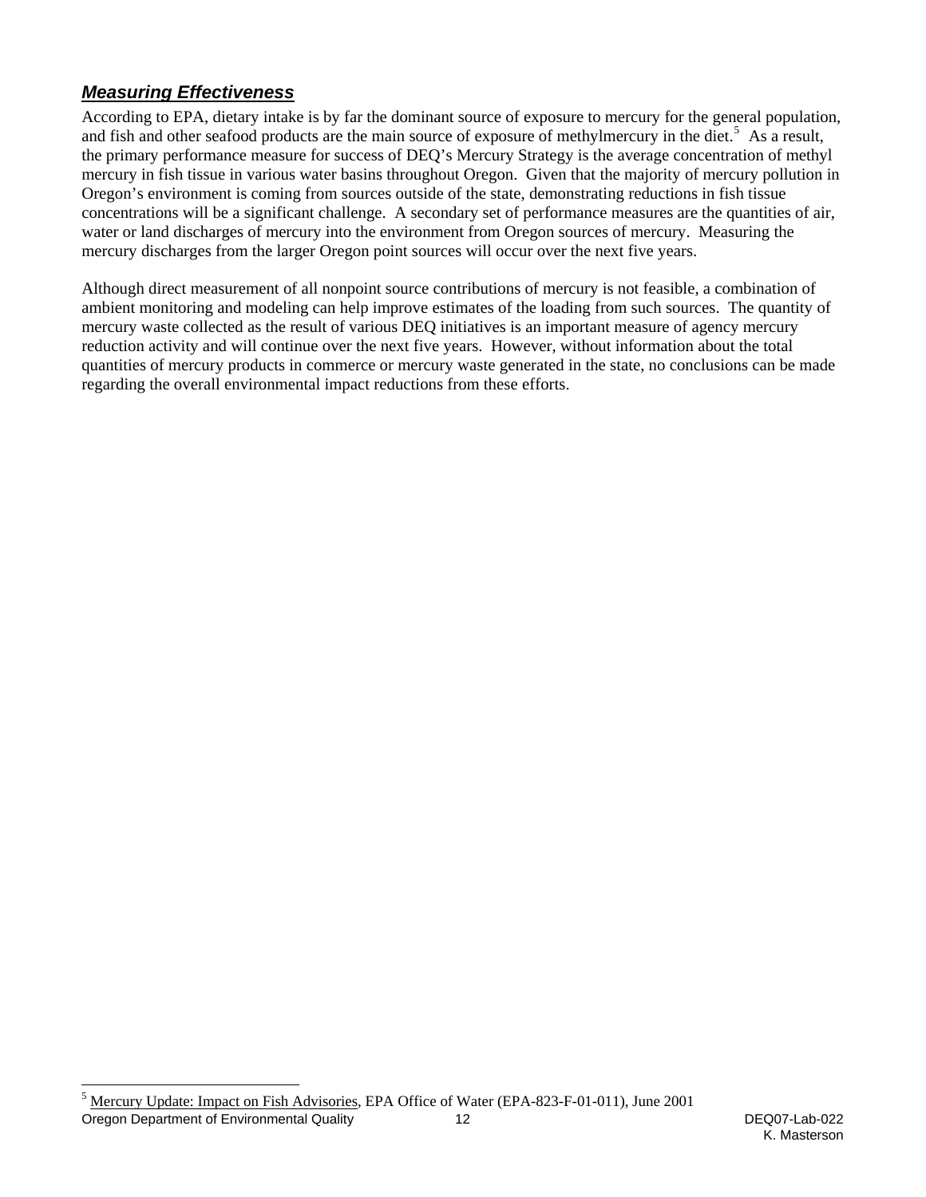## ***Measuring Effectiveness***

According to EPA, dietary intake is by far the dominant source of exposure to mercury for the general population, and fish and other seafood products are the main source of exposure of methylmercury in the diet.[5] As a result, the primary performance measure for success of DEQ's Mercury Strategy is the average concentration of methyl mercury in fish tissue in various water basins throughout Oregon. Given that the majority of mercury pollution in Oregon's environment is coming from sources outside of the state, demonstrating reductions in fish tissue concentrations will be a significant challenge. A secondary set of performance measures are the quantities of air, water or land discharges of mercury into the environment from Oregon sources of mercury. Measuring the mercury discharges from the larger Oregon point sources will occur over the next five years.

Although direct measurement of all nonpoint source contributions of mercury is not feasible, a combination of ambient monitoring and modeling can help improve estimates of the loading from such sources. The quantity of mercury waste collected as the result of various DEQ initiatives is an important measure of agency mercury reduction activity and will continue over the next five years. However, without information about the total quantities of mercury products in commerce or mercury waste generated in the state, no conclusions can be made regarding the overall environmental impact reductions from these efforts.

---

[5] Mercury Update: Impact on Fish Advisories, EPA Office of Water (EPA-823-F-01-011), June 2001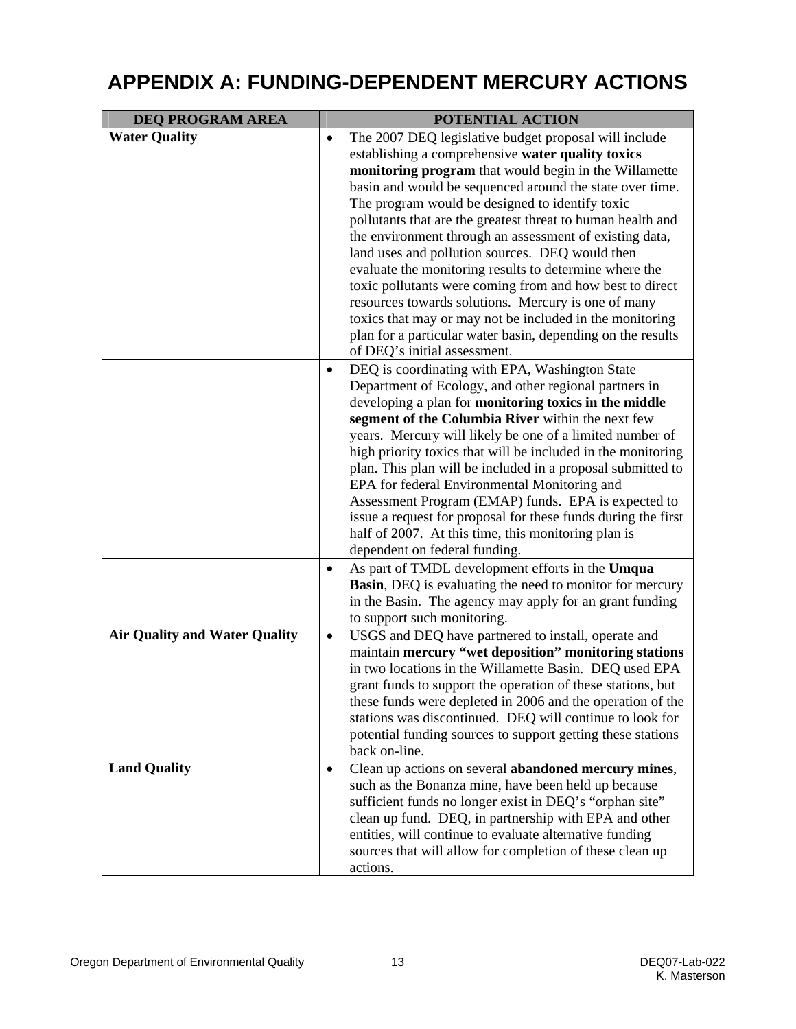# APPENDIX A: FUNDING-DEPENDENT MERCURY ACTIONS

| DEQ PROGRAM AREA | POTENTIAL ACTION |
|---|---|
| **Water Quality** | • The 2007 DEQ legislative budget proposal will include establishing a comprehensive **water quality toxics monitoring program** that would begin in the Willamette basin and would be sequenced around the state over time. The program would be designed to identify toxic pollutants that are the greatest threat to human health and the environment through an assessment of existing data, land uses and pollution sources. DEQ would then evaluate the monitoring results to determine where the toxic pollutants were coming from and how best to direct resources towards solutions. Mercury is one of many toxics that may or may not be included in the monitoring plan for a particular water basin, depending on the results of DEQ's initial assessment. |
| | • DEQ is coordinating with EPA, Washington State Department of Ecology, and other regional partners in developing a plan for **monitoring toxics in the middle segment of the Columbia River** within the next few years. Mercury will likely be one of a limited number of high priority toxics that will be included in the monitoring plan. This plan will be included in a proposal submitted to EPA for federal Environmental Monitoring and Assessment Program (EMAP) funds. EPA is expected to issue a request for proposal for these funds during the first half of 2007. At this time, this monitoring plan is dependent on federal funding. |
| | • As part of TMDL development efforts in the **Umqua Basin**, DEQ is evaluating the need to monitor for mercury in the Basin. The agency may apply for an grant funding to support such monitoring. |
| **Air Quality and Water Quality** | • USGS and DEQ have partnered to install, operate and maintain **mercury "wet deposition" monitoring stations** in two locations in the Willamette Basin. DEQ used EPA grant funds to support the operation of these stations, but these funds were depleted in 2006 and the operation of the stations was discontinued. DEQ will continue to look for potential funding sources to support getting these stations back on-line. |
| **Land Quality** | • Clean up actions on several **abandoned mercury mines**, such as the Bonanza mine, have been held up because sufficient funds no longer exist in DEQ's "orphan site" clean up fund. DEQ, in partnership with EPA and other entities, will continue to evaluate alternative funding sources that will allow for completion of these clean up actions. |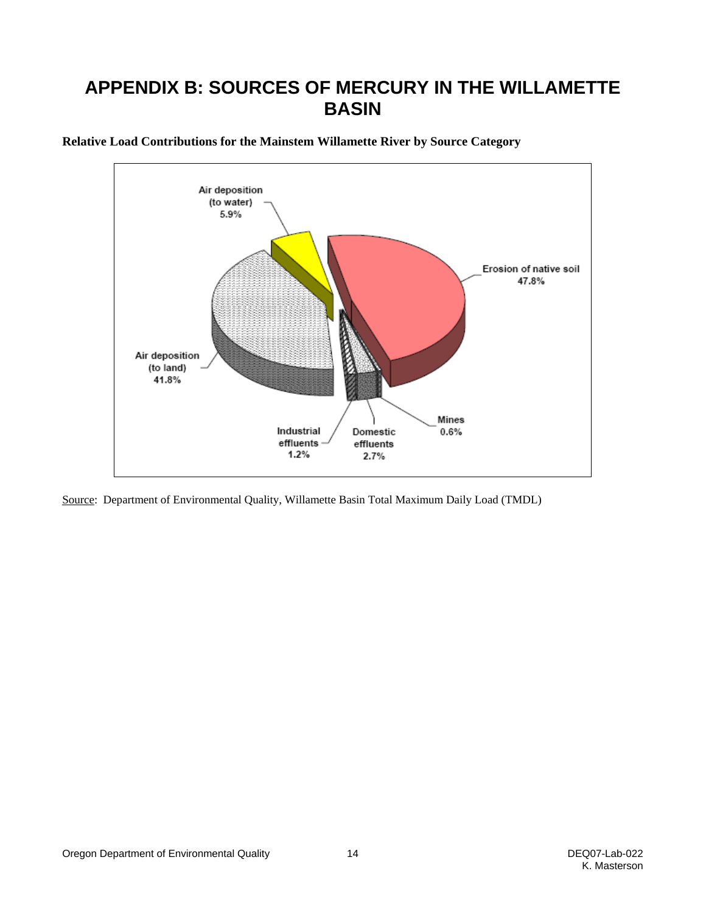# APPENDIX B: SOURCES OF MERCURY IN THE WILLAMETTE BASIN

**Relative Load Contributions for the Mainstem Willamette River by Source Category**

Source: Department of Environmental Quality, Willamette Basin Total Maximum Daily Load (TMDL)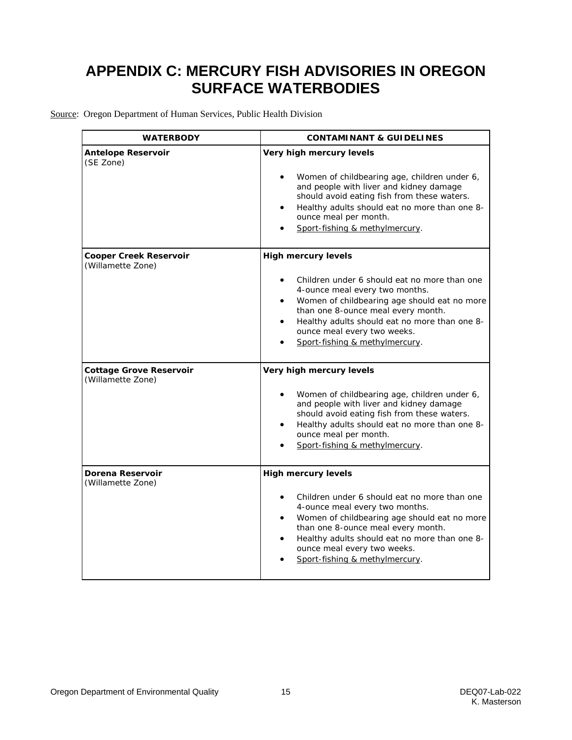# APPENDIX C: MERCURY FISH ADVISORIES IN OREGON SURFACE WATERBODIES

Source: Oregon Department of Human Services, Public Health Division

| WATERBODY | CONTAMINANT & GUIDELINES |
|---|---|
| **Antelope Reservoir**<br>(SE Zone) | **Very high mercury levels**<br>• Women of childbearing age, children under 6, and people with liver and kidney damage should avoid eating fish from these waters.<br>• Healthy adults should eat no more than one 8-ounce meal per month.<br>• Sport-fishing & methylmercury. |
| **Cooper Creek Reservoir**<br>(Willamette Zone) | **High mercury levels**<br>• Children under 6 should eat no more than one 4-ounce meal every two months.<br>• Women of childbearing age should eat no more than one 8-ounce meal every month.<br>• Healthy adults should eat no more than one 8-ounce meal every two weeks.<br>• Sport-fishing & methylmercury. |
| **Cottage Grove Reservoir**<br>(Willamette Zone) | **Very high mercury levels**<br>• Women of childbearing age, children under 6, and people with liver and kidney damage should avoid eating fish from these waters.<br>• Healthy adults should eat no more than one 8-ounce meal per month.<br>• Sport-fishing & methylmercury. |
| **Dorena Reservoir**<br>(Willamette Zone) | **High mercury levels**<br>• Children under 6 should eat no more than one 4-ounce meal every two months.<br>• Women of childbearing age should eat no more than one 8-ounce meal every month.<br>• Healthy adults should eat no more than one 8-ounce meal every two weeks.<br>• Sport-fishing & methylmercury. |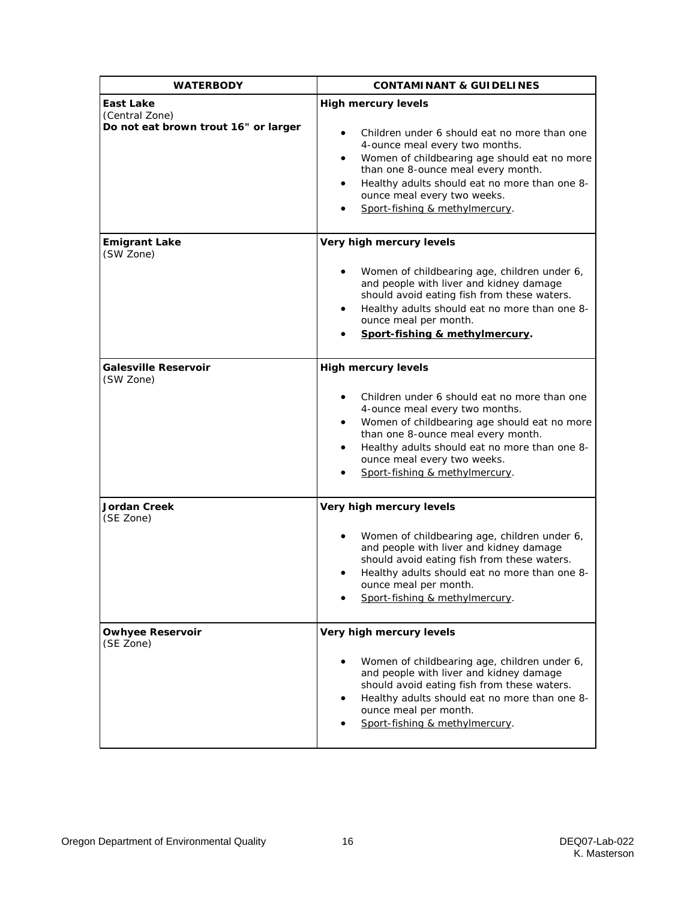| WATERBODY | CONTAMINANT & GUIDELINES |
|---|---|
| **East Lake**<br>(Central Zone)<br>**Do not eat brown trout 16" or larger** | **High mercury levels**<br>• Children under 6 should eat no more than one 4-ounce meal every two months.<br>• Women of childbearing age should eat no more than one 8-ounce meal every month.<br>• Healthy adults should eat no more than one 8-ounce meal every two weeks.<br>• Sport-fishing & methylmercury. |
| **Emigrant Lake**<br>(SW Zone) | **Very high mercury levels**<br>• Women of childbearing age, children under 6, and people with liver and kidney damage should avoid eating fish from these waters.<br>• Healthy adults should eat no more than one 8-ounce meal per month.<br>• **Sport-fishing & methylmercury.** |
| **Galesville Reservoir**<br>(SW Zone) | **High mercury levels**<br>• Children under 6 should eat no more than one 4-ounce meal every two months.<br>• Women of childbearing age should eat no more than one 8-ounce meal every month.<br>• Healthy adults should eat no more than one 8-ounce meal every two weeks.<br>• Sport-fishing & methylmercury. |
| **Jordan Creek**<br>(SE Zone) | **Very high mercury levels**<br>• Women of childbearing age, children under 6, and people with liver and kidney damage should avoid eating fish from these waters.<br>• Healthy adults should eat no more than one 8-ounce meal per month.<br>• Sport-fishing & methylmercury. |
| **Owhyee Reservoir**<br>(SE Zone) | **Very high mercury levels**<br>• Women of childbearing age, children under 6, and people with liver and kidney damage should avoid eating fish from these waters.<br>• Healthy adults should eat no more than one 8-ounce meal per month.<br>• Sport-fishing & methylmercury. |

Oregon Department of Environmental Quality DEQ07-Lab-022
K. Masterson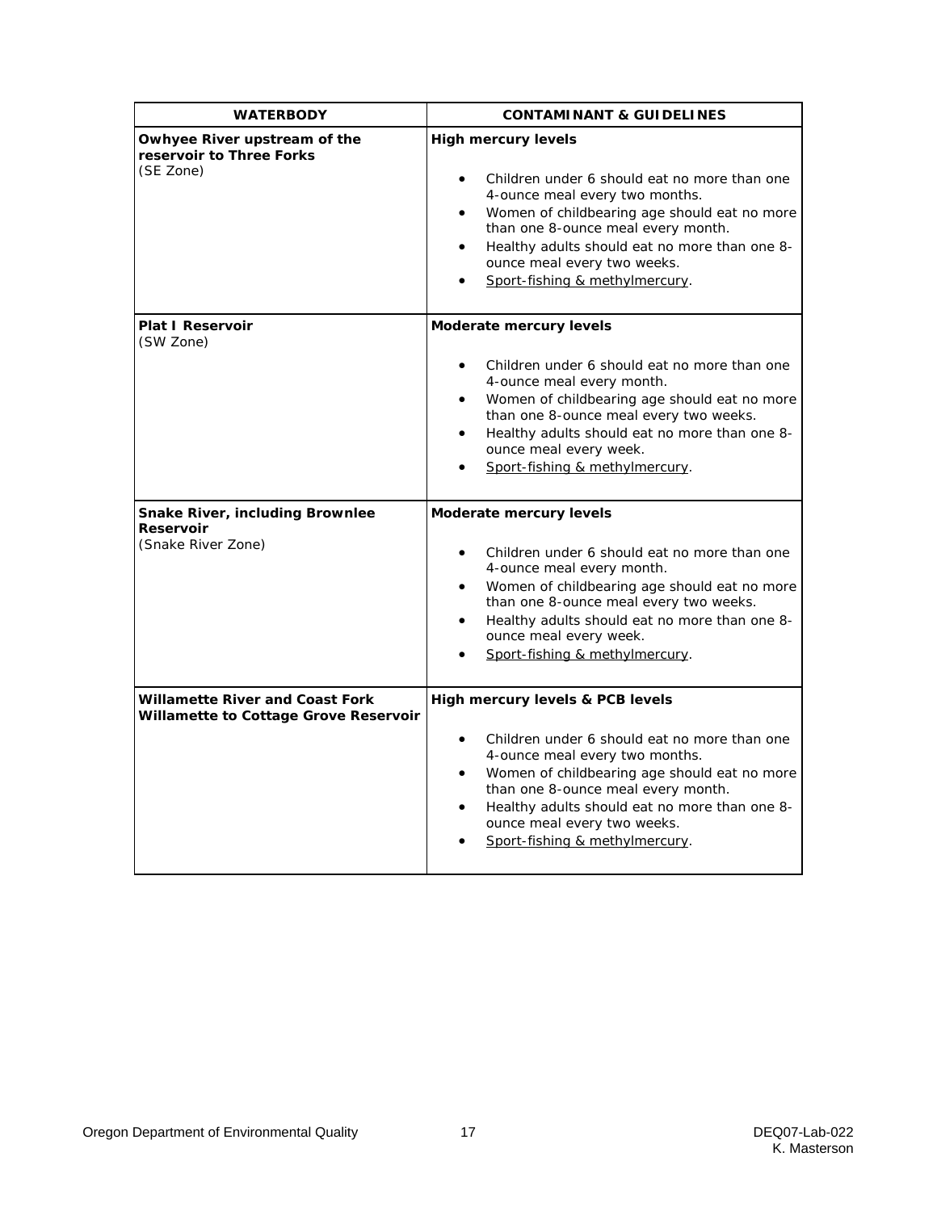| WATERBODY | CONTAMINANT & GUIDELINES |
|---|---|
| **Owhyee River upstream of the reservoir to Three Forks** (SE Zone) | **High mercury levels**<br>• Children under 6 should eat no more than one 4-ounce meal every two months.<br>• Women of childbearing age should eat no more than one 8-ounce meal every month.<br>• Healthy adults should eat no more than one 8-ounce meal every two weeks.<br>• Sport-fishing & methylmercury. |
| **Plat I Reservoir** (SW Zone) | **Moderate mercury levels**<br>• Children under 6 should eat no more than one 4-ounce meal every month.<br>• Women of childbearing age should eat no more than one 8-ounce meal every two weeks.<br>• Healthy adults should eat no more than one 8-ounce meal every week.<br>• Sport-fishing & methylmercury. |
| **Snake River, including Brownlee Reservoir** (Snake River Zone) | **Moderate mercury levels**<br>• Children under 6 should eat no more than one 4-ounce meal every month.<br>• Women of childbearing age should eat no more than one 8-ounce meal every two weeks.<br>• Healthy adults should eat no more than one 8-ounce meal every week.<br>• Sport-fishing & methylmercury. |
| **Willamette River and Coast Fork Willamette to Cottage Grove Reservoir** | **High mercury levels & PCB levels**<br>• Children under 6 should eat no more than one 4-ounce meal every two months.<br>• Women of childbearing age should eat no more than one 8-ounce meal every month.<br>• Healthy adults should eat no more than one 8-ounce meal every two weeks.<br>• Sport-fishing & methylmercury. |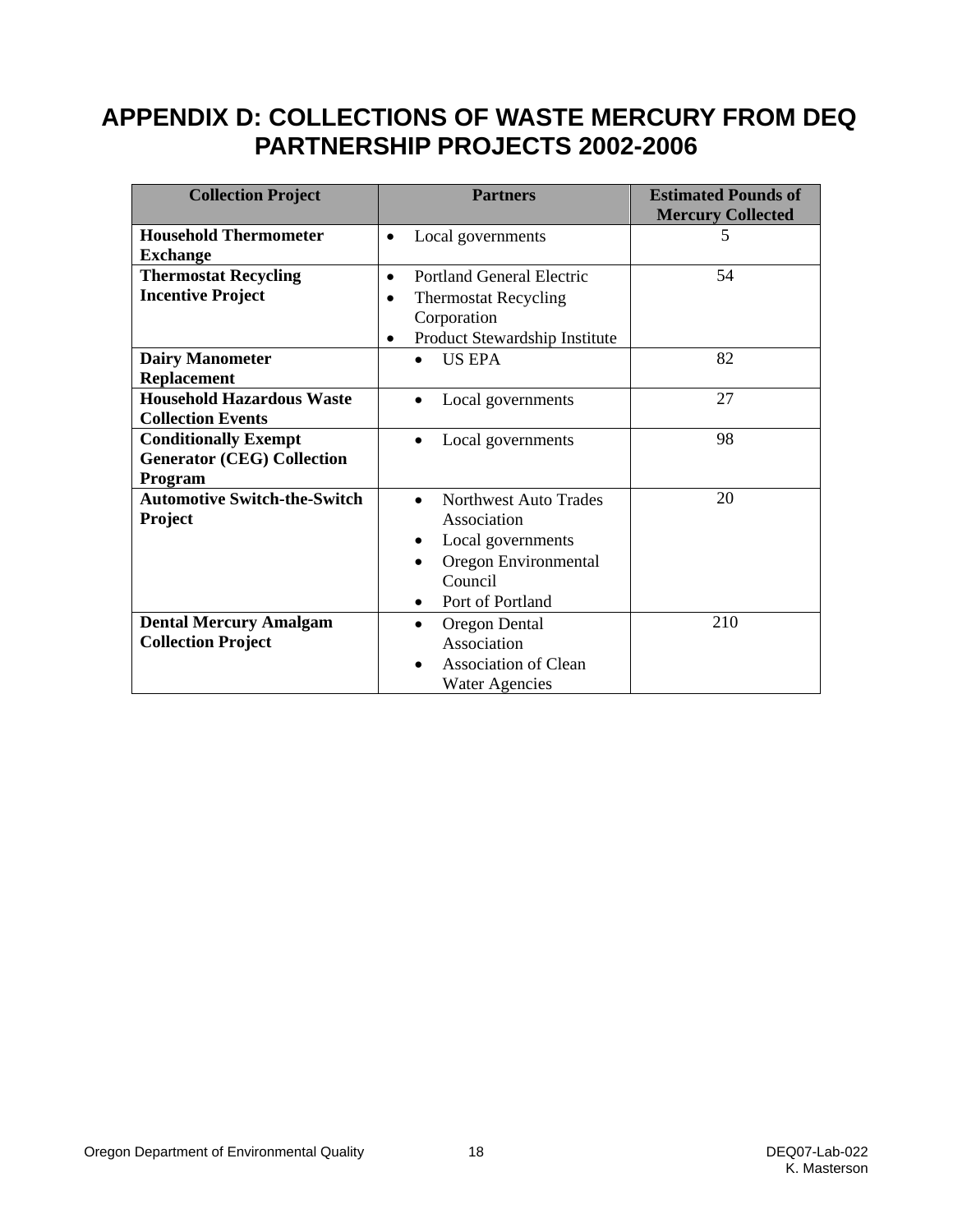# APPENDIX D: COLLECTIONS OF WASTE MERCURY FROM DEQ PARTNERSHIP PROJECTS 2002-2006

| Collection Project | Partners | Estimated Pounds of Mercury Collected |
|---|---|---|
| **Household Thermometer Exchange** | • Local governments | 5 |
| **Thermostat Recycling Incentive Project** | • Portland General Electric<br>• Thermostat Recycling Corporation<br>• Product Stewardship Institute | 54 |
| **Dairy Manometer Replacement** | • US EPA | 82 |
| **Household Hazardous Waste Collection Events** | • Local governments | 27 |
| **Conditionally Exempt Generator (CEG) Collection Program** | • Local governments | 98 |
| **Automotive Switch-the-Switch Project** | • Northwest Auto Trades Association<br>• Local governments<br>• Oregon Environmental Council<br>• Port of Portland | 20 |
| **Dental Mercury Amalgam Collection Project** | • Oregon Dental Association<br>• Association of Clean Water Agencies | 210 |